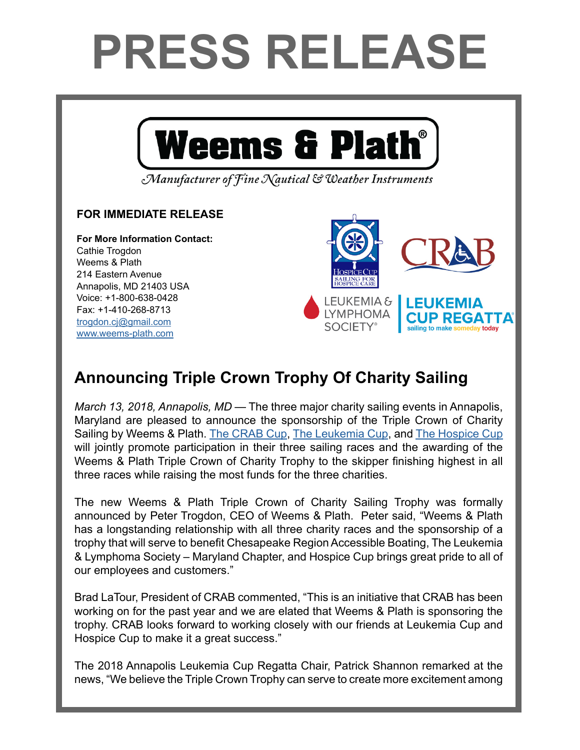# PRESS RELEASE

**Weems & Plath®**

*Manufacturer of Fine Nautical & Weather Instruments*

**FOR IMMEDIATE RELEASE**

**For More Information Contact:**
Cathie Trogdon
Weems & Plath
214 Eastern Avenue
Annapolis, MD 21403 USA
Voice: +1-800-638-0428
Fax: +1-410-268-8713
[trogdon.cj@gmail.com](mailto:trogdon.cj@gmail.com)
[www.weems-plath.com](http://www.weems-plath.com)

## Announcing Triple Crown Trophy Of Charity Sailing

*March 13, 2018, Annapolis, MD* — The three major charity sailing events in Annapolis, Maryland are pleased to announce the sponsorship of the Triple Crown of Charity Sailing by Weems & Plath. The CRAB Cup, The Leukemia Cup, and The Hospice Cup will jointly promote participation in their three sailing races and the awarding of the Weems & Plath Triple Crown of Charity Trophy to the skipper finishing highest in all three races while raising the most funds for the three charities.

The new Weems & Plath Triple Crown of Charity Sailing Trophy was formally announced by Peter Trogdon, CEO of Weems & Plath. Peter said, "Weems & Plath has a longstanding relationship with all three charity races and the sponsorship of a trophy that will serve to benefit Chesapeake Region Accessible Boating, The Leukemia & Lymphoma Society – Maryland Chapter, and Hospice Cup brings great pride to all of our employees and customers."

Brad LaTour, President of CRAB commented, "This is an initiative that CRAB has been working on for the past year and we are elated that Weems & Plath is sponsoring the trophy. CRAB looks forward to working closely with our friends at Leukemia Cup and Hospice Cup to make it a great success."

The 2018 Annapolis Leukemia Cup Regatta Chair, Patrick Shannon remarked at the news, "We believe the Triple Crown Trophy can serve to create more excitement among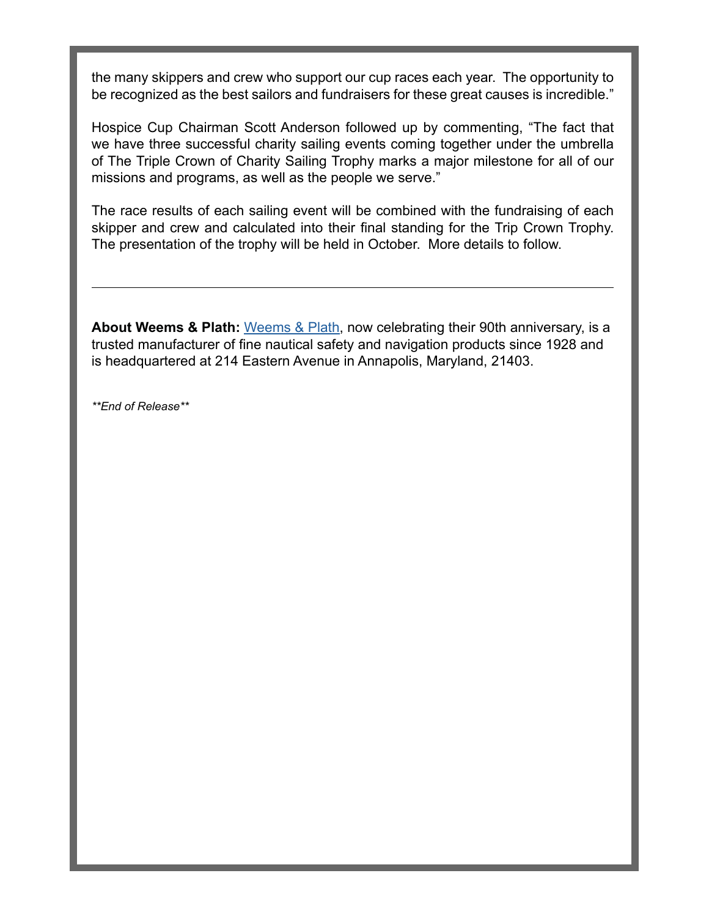the many skippers and crew who support our cup races each year. The opportunity to be recognized as the best sailors and fundraisers for these great causes is incredible."

Hospice Cup Chairman Scott Anderson followed up by commenting, "The fact that we have three successful charity sailing events coming together under the umbrella of The Triple Crown of Charity Sailing Trophy marks a major milestone for all of our missions and programs, as well as the people we serve."

The race results of each sailing event will be combined with the fundraising of each skipper and crew and calculated into their final standing for the Trip Crown Trophy. The presentation of the trophy will be held in October. More details to follow.

---

**About Weems & Plath:** Weems & Plath, now celebrating their 90th anniversary, is a trusted manufacturer of fine nautical safety and navigation products since 1928 and is headquartered at 214 Eastern Avenue in Annapolis, Maryland, 21403.

*\*\*End of Release\*\**